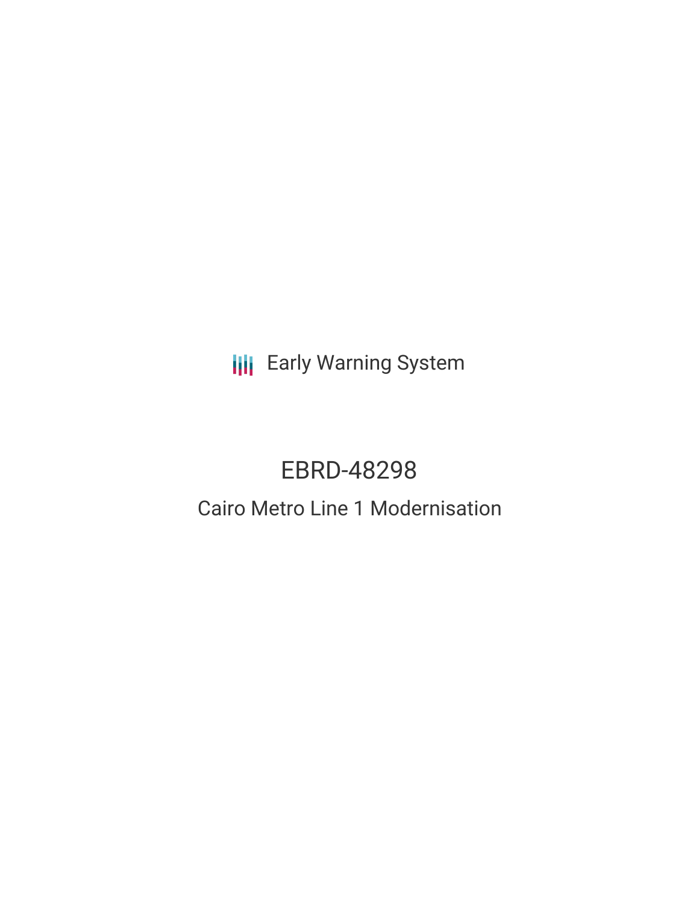Early Warning System

# EBRD-48298

## Cairo Metro Line 1 Modernisation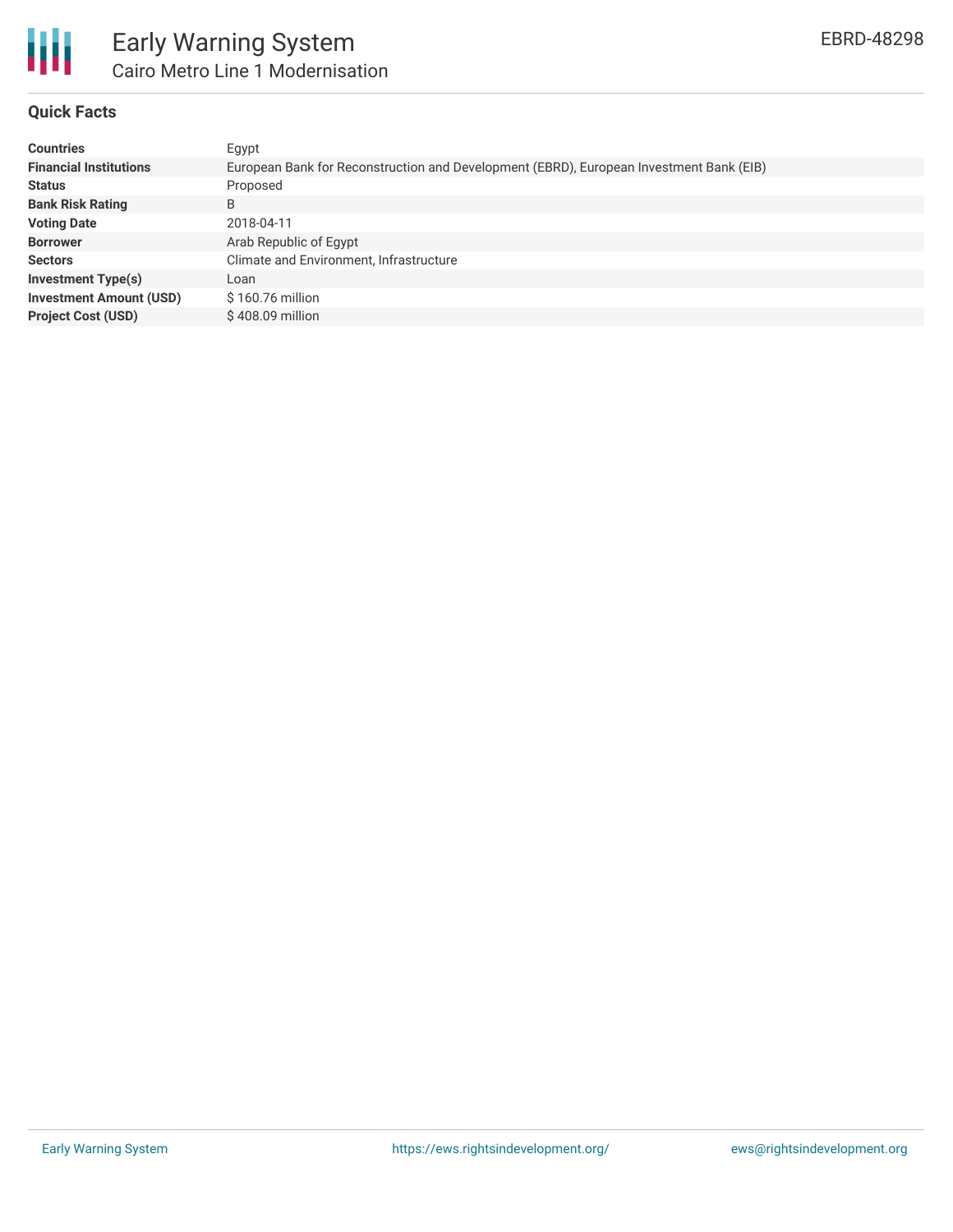# Early Warning System

## Cairo Metro Line 1 Modernisation

EBRD-48298

### Quick Facts

| | |
|---|---|
| **Countries** | Egypt |
| **Financial Institutions** | European Bank for Reconstruction and Development (EBRD), European Investment Bank (EIB) |
| **Status** | Proposed |
| **Bank Risk Rating** | B |
| **Voting Date** | 2018-04-11 |
| **Borrower** | Arab Republic of Egypt |
| **Sectors** | Climate and Environment, Infrastructure |
| **Investment Type(s)** | Loan |
| **Investment Amount (USD)** | $ 160.76 million |
| **Project Cost (USD)** | $ 408.09 million |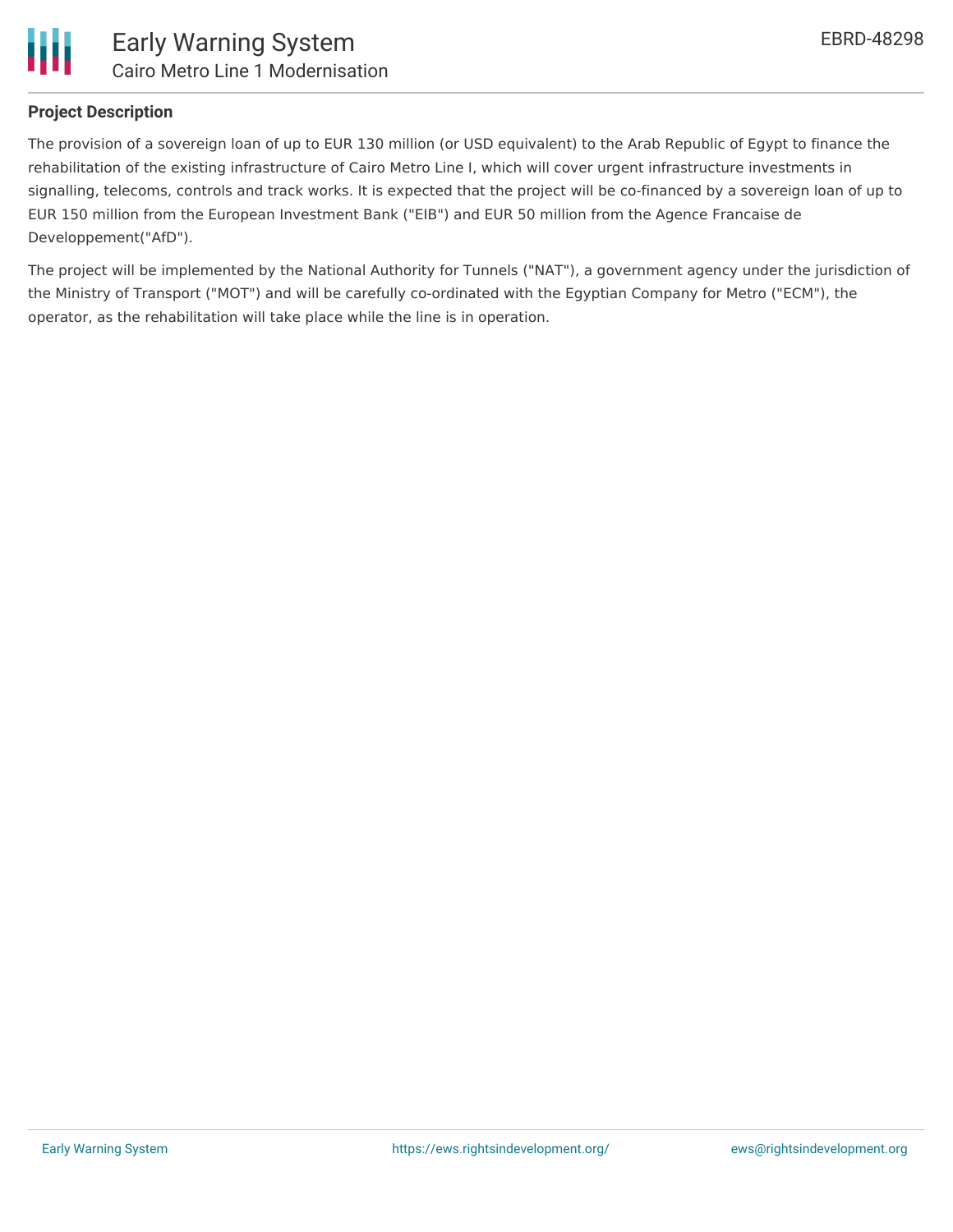## Project Description

The provision of a sovereign loan of up to EUR 130 million (or USD equivalent) to the Arab Republic of Egypt to finance the rehabilitation of the existing infrastructure of Cairo Metro Line I, which will cover urgent infrastructure investments in signalling, telecoms, controls and track works. It is expected that the project will be co-financed by a sovereign loan of up to EUR 150 million from the European Investment Bank ("EIB") and EUR 50 million from the Agence Francaise de Developpement("AfD").

The project will be implemented by the National Authority for Tunnels ("NAT"), a government agency under the jurisdiction of the Ministry of Transport ("MOT") and will be carefully co-ordinated with the Egyptian Company for Metro ("ECM"), the operator, as the rehabilitation will take place while the line is in operation.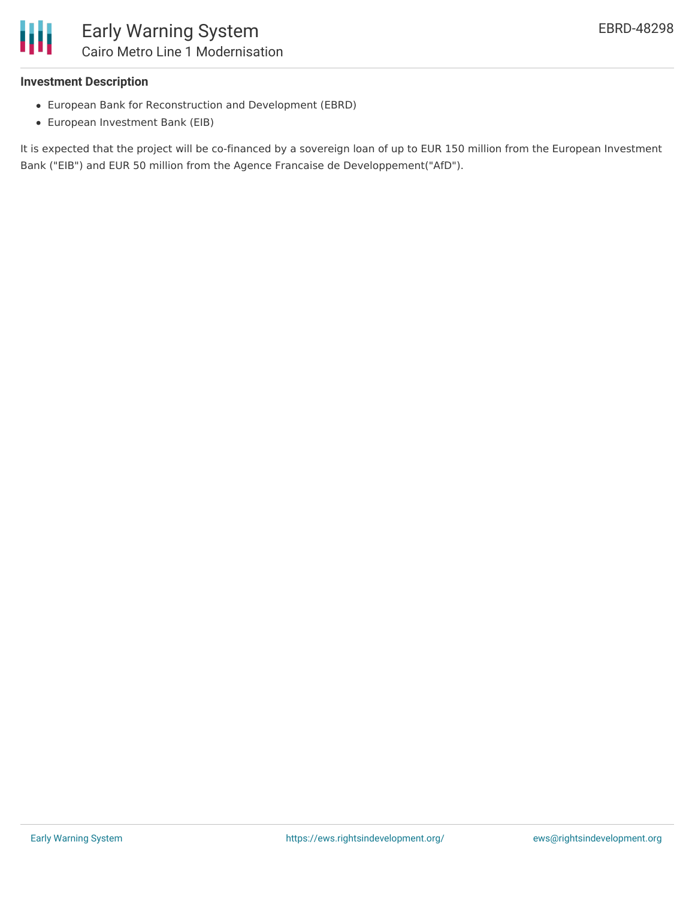**Investment Description**

- European Bank for Reconstruction and Development (EBRD)
- European Investment Bank (EIB)

It is expected that the project will be co-financed by a sovereign loan of up to EUR 150 million from the European Investment Bank ("EIB") and EUR 50 million from the Agence Francaise de Developpement("AfD").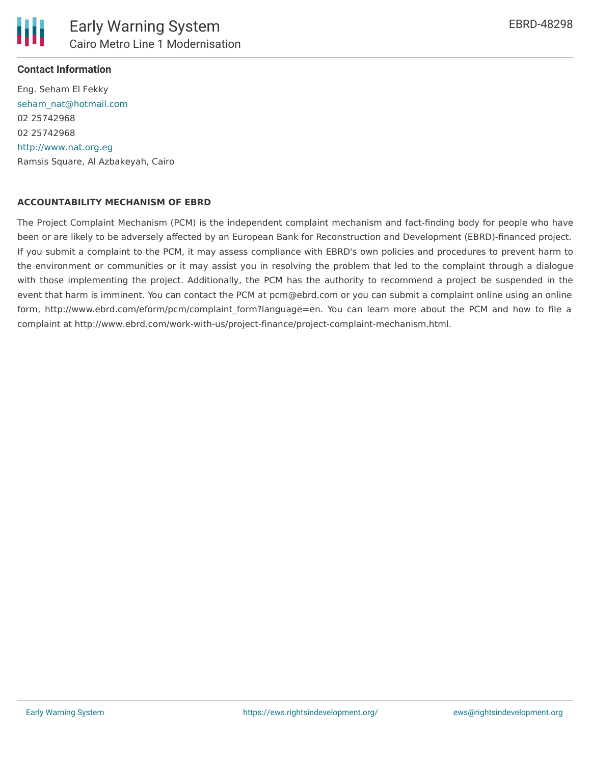**Contact Information**

Eng. Seham El Fekky
seham_nat@hotmail.com
02 25742968
02 25742968
http://www.nat.org.eg
Ramsis Square, Al Azbakeyah, Cairo

**ACCOUNTABILITY MECHANISM OF EBRD**

The Project Complaint Mechanism (PCM) is the independent complaint mechanism and fact-finding body for people who have been or are likely to be adversely affected by an European Bank for Reconstruction and Development (EBRD)-financed project. If you submit a complaint to the PCM, it may assess compliance with EBRD's own policies and procedures to prevent harm to the environment or communities or it may assist you in resolving the problem that led to the complaint through a dialogue with those implementing the project. Additionally, the PCM has the authority to recommend a project be suspended in the event that harm is imminent. You can contact the PCM at pcm@ebrd.com or you can submit a complaint online using an online form, http://www.ebrd.com/eform/pcm/complaint_form?language=en. You can learn more about the PCM and how to file a complaint at http://www.ebrd.com/work-with-us/project-finance/project-complaint-mechanism.html.